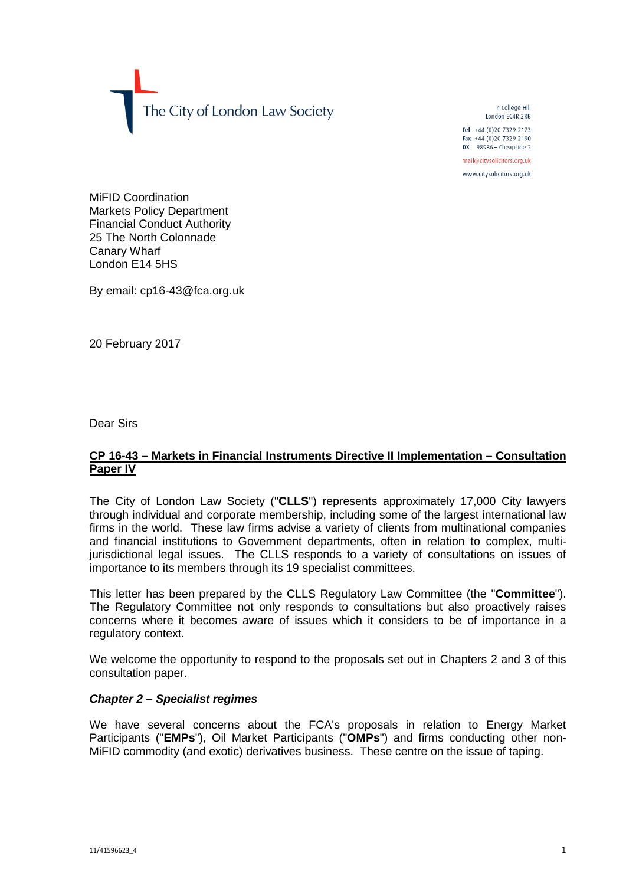The City of London Law Society

4 College Hill
London EC4R 2RB

Tel +44 (0)20 7329 2173
Fax +44 (0)20 7329 2190
DX 98936 – Cheapside 2

mail@citysolicitors.org.uk

www.citysolicitors.org.uk

MiFID Coordination
Markets Policy Department
Financial Conduct Authority
25 The North Colonnade
Canary Wharf
London E14 5HS

By email: cp16-43@fca.org.uk

20 February 2017

Dear Sirs

**CP 16-43 – Markets in Financial Instruments Directive II Implementation – Consultation Paper IV**

The City of London Law Society ("**CLLS**") represents approximately 17,000 City lawyers through individual and corporate membership, including some of the largest international law firms in the world. These law firms advise a variety of clients from multinational companies and financial institutions to Government departments, often in relation to complex, multi-jurisdictional legal issues. The CLLS responds to a variety of consultations on issues of importance to its members through its 19 specialist committees.

This letter has been prepared by the CLLS Regulatory Law Committee (the "**Committee**"). The Regulatory Committee not only responds to consultations but also proactively raises concerns where it becomes aware of issues which it considers to be of importance in a regulatory context.

We welcome the opportunity to respond to the proposals set out in Chapters 2 and 3 of this consultation paper.

***Chapter 2 – Specialist regimes***

We have several concerns about the FCA's proposals in relation to Energy Market Participants ("**EMPs**"), Oil Market Participants ("**OMPs**") and firms conducting other non-MiFID commodity (and exotic) derivatives business. These centre on the issue of taping.

11/41596623_4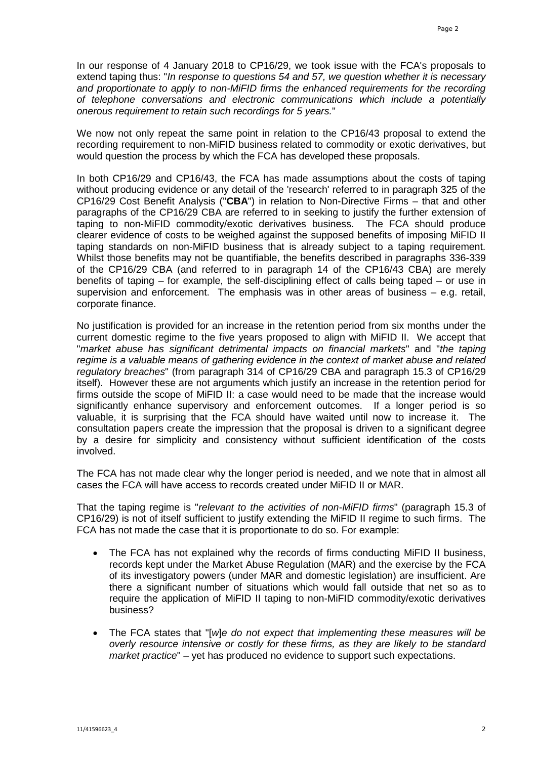In our response of 4 January 2018 to CP16/29, we took issue with the FCA's proposals to extend taping thus: "*In response to questions 54 and 57, we question whether it is necessary and proportionate to apply to non-MiFID firms the enhanced requirements for the recording of telephone conversations and electronic communications which include a potentially onerous requirement to retain such recordings for 5 years.*"

We now not only repeat the same point in relation to the CP16/43 proposal to extend the recording requirement to non-MiFID business related to commodity or exotic derivatives, but would question the process by which the FCA has developed these proposals.

In both CP16/29 and CP16/43, the FCA has made assumptions about the costs of taping without producing evidence or any detail of the 'research' referred to in paragraph 325 of the CP16/29 Cost Benefit Analysis ("**CBA**") in relation to Non-Directive Firms – that and other paragraphs of the CP16/29 CBA are referred to in seeking to justify the further extension of taping to non-MiFID commodity/exotic derivatives business. The FCA should produce clearer evidence of costs to be weighed against the supposed benefits of imposing MiFID II taping standards on non-MiFID business that is already subject to a taping requirement. Whilst those benefits may not be quantifiable, the benefits described in paragraphs 336-339 of the CP16/29 CBA (and referred to in paragraph 14 of the CP16/43 CBA) are merely benefits of taping – for example, the self-disciplining effect of calls being taped – or use in supervision and enforcement. The emphasis was in other areas of business – e.g. retail, corporate finance.

No justification is provided for an increase in the retention period from six months under the current domestic regime to the five years proposed to align with MiFID II. We accept that "*market abuse has significant detrimental impacts on financial markets*" and "*the taping regime is a valuable means of gathering evidence in the context of market abuse and related regulatory breaches*" (from paragraph 314 of CP16/29 CBA and paragraph 15.3 of CP16/29 itself). However these are not arguments which justify an increase in the retention period for firms outside the scope of MiFID II: a case would need to be made that the increase would significantly enhance supervisory and enforcement outcomes. If a longer period is so valuable, it is surprising that the FCA should have waited until now to increase it. The consultation papers create the impression that the proposal is driven to a significant degree by a desire for simplicity and consistency without sufficient identification of the costs involved.

The FCA has not made clear why the longer period is needed, and we note that in almost all cases the FCA will have access to records created under MiFID II or MAR.

That the taping regime is "*relevant to the activities of non-MiFID firms*" (paragraph 15.3 of CP16/29) is not of itself sufficient to justify extending the MiFID II regime to such firms. The FCA has not made the case that it is proportionate to do so. For example:

- The FCA has not explained why the records of firms conducting MiFID II business, records kept under the Market Abuse Regulation (MAR) and the exercise by the FCA of its investigatory powers (under MAR and domestic legislation) are insufficient. Are there a significant number of situations which would fall outside that net so as to require the application of MiFID II taping to non-MiFID commodity/exotic derivatives business?
- The FCA states that "[*w*]*e do not expect that implementing these measures will be overly resource intensive or costly for these firms, as they are likely to be standard market practice*" – yet has produced no evidence to support such expectations.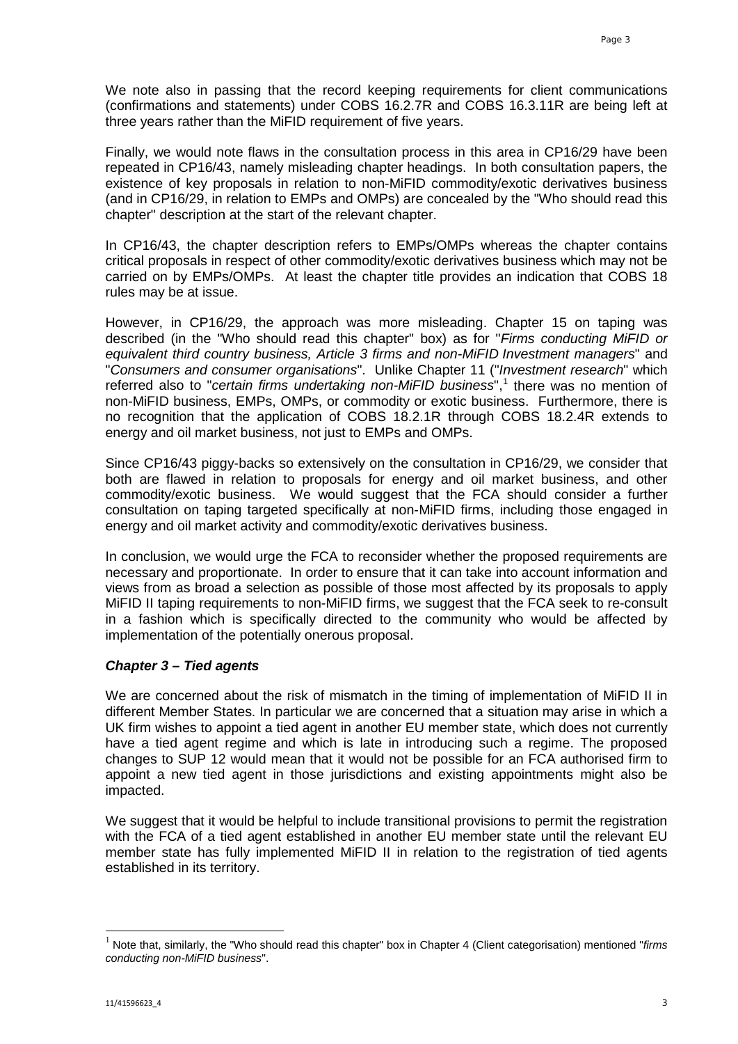We note also in passing that the record keeping requirements for client communications (confirmations and statements) under COBS 16.2.7R and COBS 16.3.11R are being left at three years rather than the MiFID requirement of five years.

Finally, we would note flaws in the consultation process in this area in CP16/29 have been repeated in CP16/43, namely misleading chapter headings. In both consultation papers, the existence of key proposals in relation to non-MiFID commodity/exotic derivatives business (and in CP16/29, in relation to EMPs and OMPs) are concealed by the "Who should read this chapter" description at the start of the relevant chapter.

In CP16/43, the chapter description refers to EMPs/OMPs whereas the chapter contains critical proposals in respect of other commodity/exotic derivatives business which may not be carried on by EMPs/OMPs. At least the chapter title provides an indication that COBS 18 rules may be at issue.

However, in CP16/29, the approach was more misleading. Chapter 15 on taping was described (in the "Who should read this chapter" box) as for "*Firms conducting MiFID or equivalent third country business, Article 3 firms and non-MiFID Investment managers*" and "*Consumers and consumer organisations*". Unlike Chapter 11 ("*Investment research*" which referred also to "*certain firms undertaking non-MiFID business*",[1] there was no mention of non-MiFID business, EMPs, OMPs, or commodity or exotic business. Furthermore, there is no recognition that the application of COBS 18.2.1R through COBS 18.2.4R extends to energy and oil market business, not just to EMPs and OMPs.

Since CP16/43 piggy-backs so extensively on the consultation in CP16/29, we consider that both are flawed in relation to proposals for energy and oil market business, and other commodity/exotic business. We would suggest that the FCA should consider a further consultation on taping targeted specifically at non-MiFID firms, including those engaged in energy and oil market activity and commodity/exotic derivatives business.

In conclusion, we would urge the FCA to reconsider whether the proposed requirements are necessary and proportionate. In order to ensure that it can take into account information and views from as broad a selection as possible of those most affected by its proposals to apply MiFID II taping requirements to non-MiFID firms, we suggest that the FCA seek to re-consult in a fashion which is specifically directed to the community who would be affected by implementation of the potentially onerous proposal.

### *Chapter 3 – Tied agents*

We are concerned about the risk of mismatch in the timing of implementation of MiFID II in different Member States. In particular we are concerned that a situation may arise in which a UK firm wishes to appoint a tied agent in another EU member state, which does not currently have a tied agent regime and which is late in introducing such a regime. The proposed changes to SUP 12 would mean that it would not be possible for an FCA authorised firm to appoint a new tied agent in those jurisdictions and existing appointments might also be impacted.

We suggest that it would be helpful to include transitional provisions to permit the registration with the FCA of a tied agent established in another EU member state until the relevant EU member state has fully implemented MiFID II in relation to the registration of tied agents established in its territory.

[1] Note that, similarly, the "Who should read this chapter" box in Chapter 4 (Client categorisation) mentioned "*firms conducting non-MiFID business*".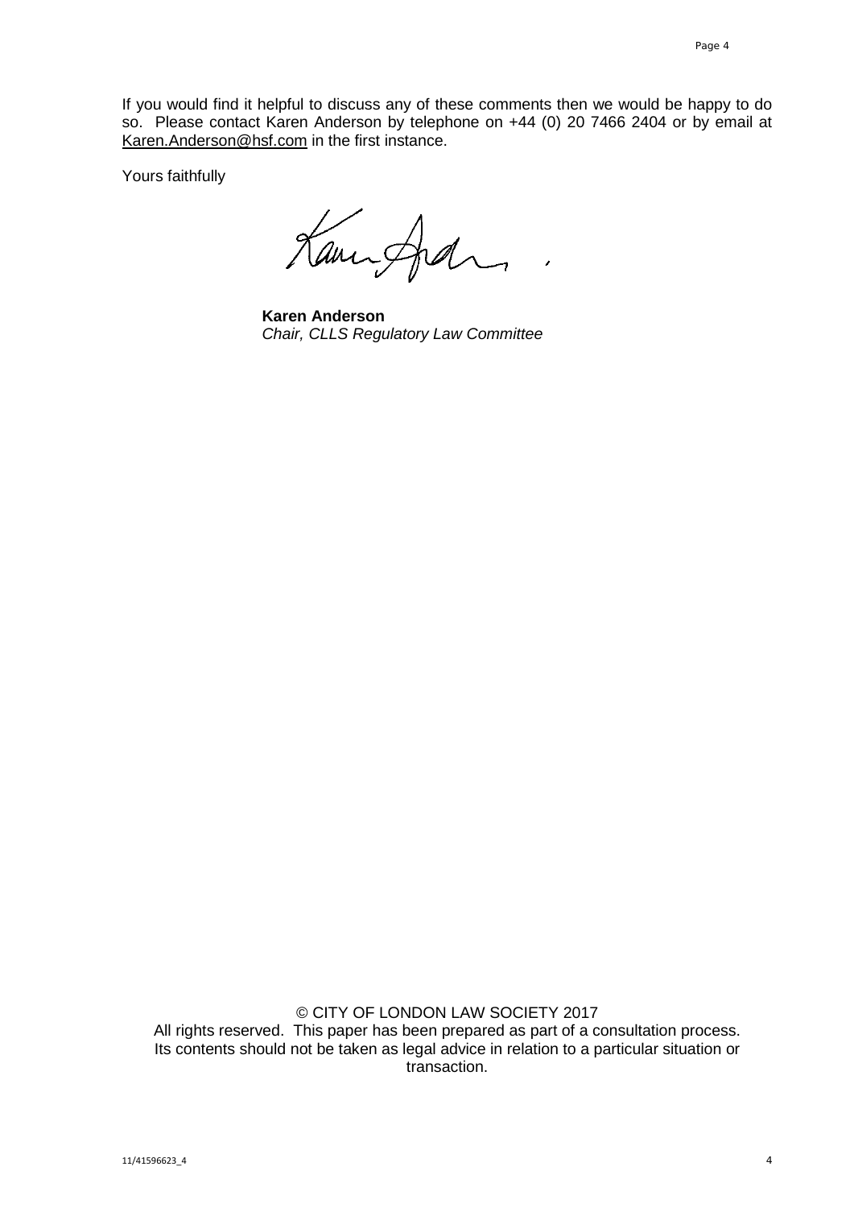If you would find it helpful to discuss any of these comments then we would be happy to do so. Please contact Karen Anderson by telephone on +44 (0) 20 7466 2404 or by email at Karen.Anderson@hsf.com in the first instance.

Yours faithfully

**Karen Anderson**
*Chair, CLLS Regulatory Law Committee*

© CITY OF LONDON LAW SOCIETY 2017
All rights reserved. This paper has been prepared as part of a consultation process. Its contents should not be taken as legal advice in relation to a particular situation or transaction.

11/41596623_4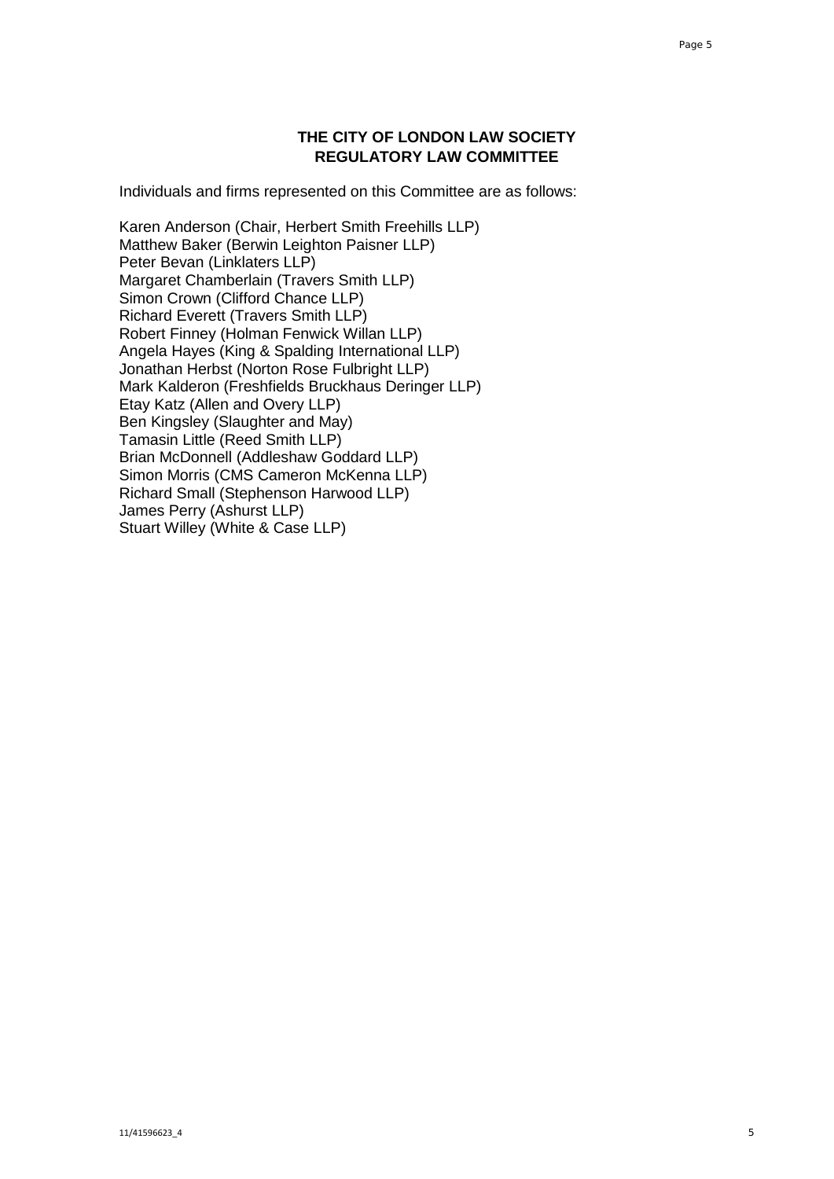**THE CITY OF LONDON LAW SOCIETY**
**REGULATORY LAW COMMITTEE**

Individuals and firms represented on this Committee are as follows:

Karen Anderson (Chair, Herbert Smith Freehills LLP)
Matthew Baker (Berwin Leighton Paisner LLP)
Peter Bevan (Linklaters LLP)
Margaret Chamberlain (Travers Smith LLP)
Simon Crown (Clifford Chance LLP)
Richard Everett (Travers Smith LLP)
Robert Finney (Holman Fenwick Willan LLP)
Angela Hayes (King & Spalding International LLP)
Jonathan Herbst (Norton Rose Fulbright LLP)
Mark Kalderon (Freshfields Bruckhaus Deringer LLP)
Etay Katz (Allen and Overy LLP)
Ben Kingsley (Slaughter and May)
Tamasin Little (Reed Smith LLP)
Brian McDonnell (Addleshaw Goddard LLP)
Simon Morris (CMS Cameron McKenna LLP)
Richard Small (Stephenson Harwood LLP)
James Perry (Ashurst LLP)
Stuart Willey (White & Case LLP)

11/41596623_4